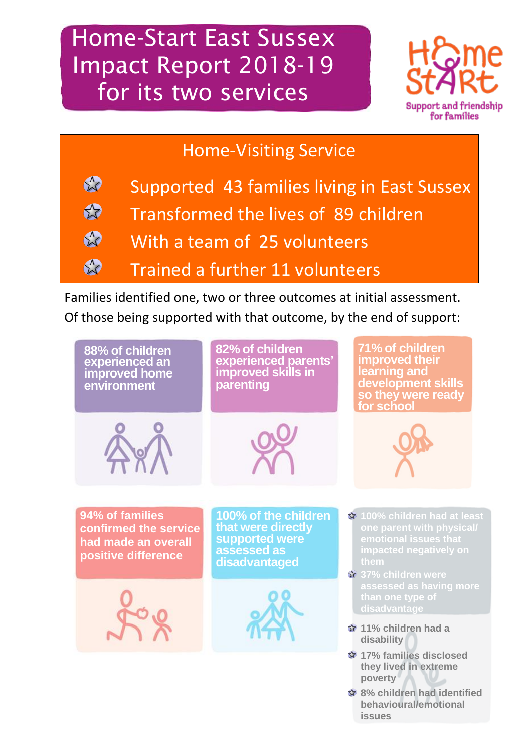# Home-Start East Sussex Impact Report 2018-19 for its two services

Home-Start
Support and friendship for families

## Home-Visiting Service

- Supported 43 families living in East Sussex
- Transformed the lives of 89 children
- With a team of 25 volunteers
- Trained a further 11 volunteers

Families identified one, two or three outcomes at initial assessment. Of those being supported with that outcome, by the end of support:

**88% of children experienced an improved home environment**

**82% of children experienced parents' improved skills in parenting**

**71% of children improved their learning and development skills so they were ready for school**

**94% of families confirmed the service had made an overall positive difference**

**100% of the children that were directly supported were assessed as disadvantaged**

- 100% children had at least one parent with physical/ emotional issues that impacted negatively on them
- 37% children were assessed as having more than one type of disadvantage
- 11% children had a disability
- 17% families disclosed they lived in extreme poverty
- 8% children had identified behavioural/emotional issues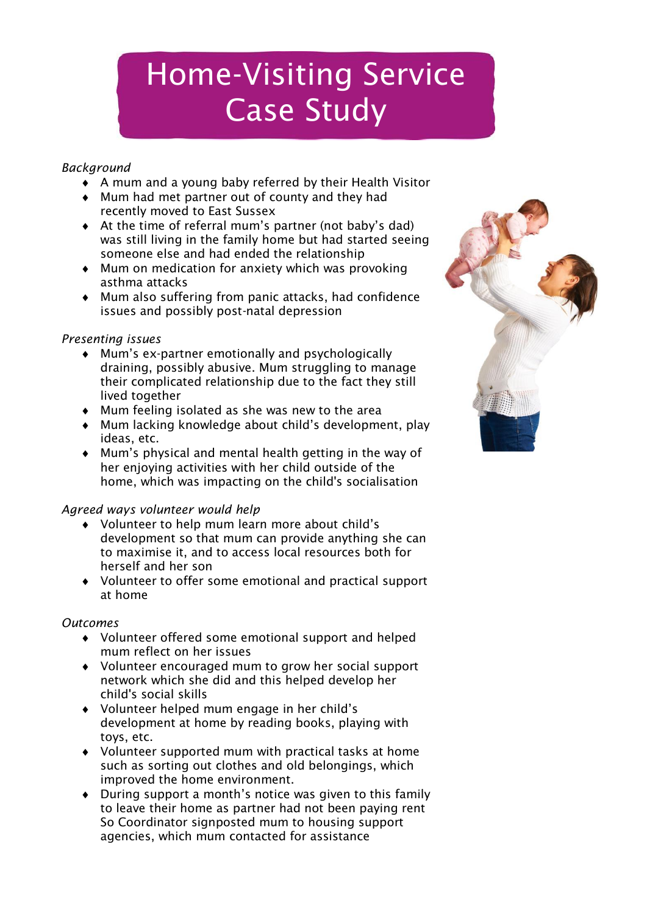# Home-Visiting Service Case Study

*Background*

- A mum and a young baby referred by their Health Visitor
- Mum had met partner out of county and they had recently moved to East Sussex
- At the time of referral mum's partner (not baby's dad) was still living in the family home but had started seeing someone else and had ended the relationship
- Mum on medication for anxiety which was provoking asthma attacks
- Mum also suffering from panic attacks, had confidence issues and possibly post-natal depression

*Presenting issues*

- Mum's ex-partner emotionally and psychologically draining, possibly abusive. Mum struggling to manage their complicated relationship due to the fact they still lived together
- Mum feeling isolated as she was new to the area
- Mum lacking knowledge about child's development, play ideas, etc.
- Mum's physical and mental health getting in the way of her enjoying activities with her child outside of the home, which was impacting on the child's socialisation

*Agreed ways volunteer would help*

- Volunteer to help mum learn more about child's development so that mum can provide anything she can to maximise it, and to access local resources both for herself and her son
- Volunteer to offer some emotional and practical support at home

*Outcomes*

- Volunteer offered some emotional support and helped mum reflect on her issues
- Volunteer encouraged mum to grow her social support network which she did and this helped develop her child's social skills
- Volunteer helped mum engage in her child's development at home by reading books, playing with toys, etc.
- Volunteer supported mum with practical tasks at home such as sorting out clothes and old belongings, which improved the home environment.
- During support a month's notice was given to this family to leave their home as partner had not been paying rent So Coordinator signposted mum to housing support agencies, which mum contacted for assistance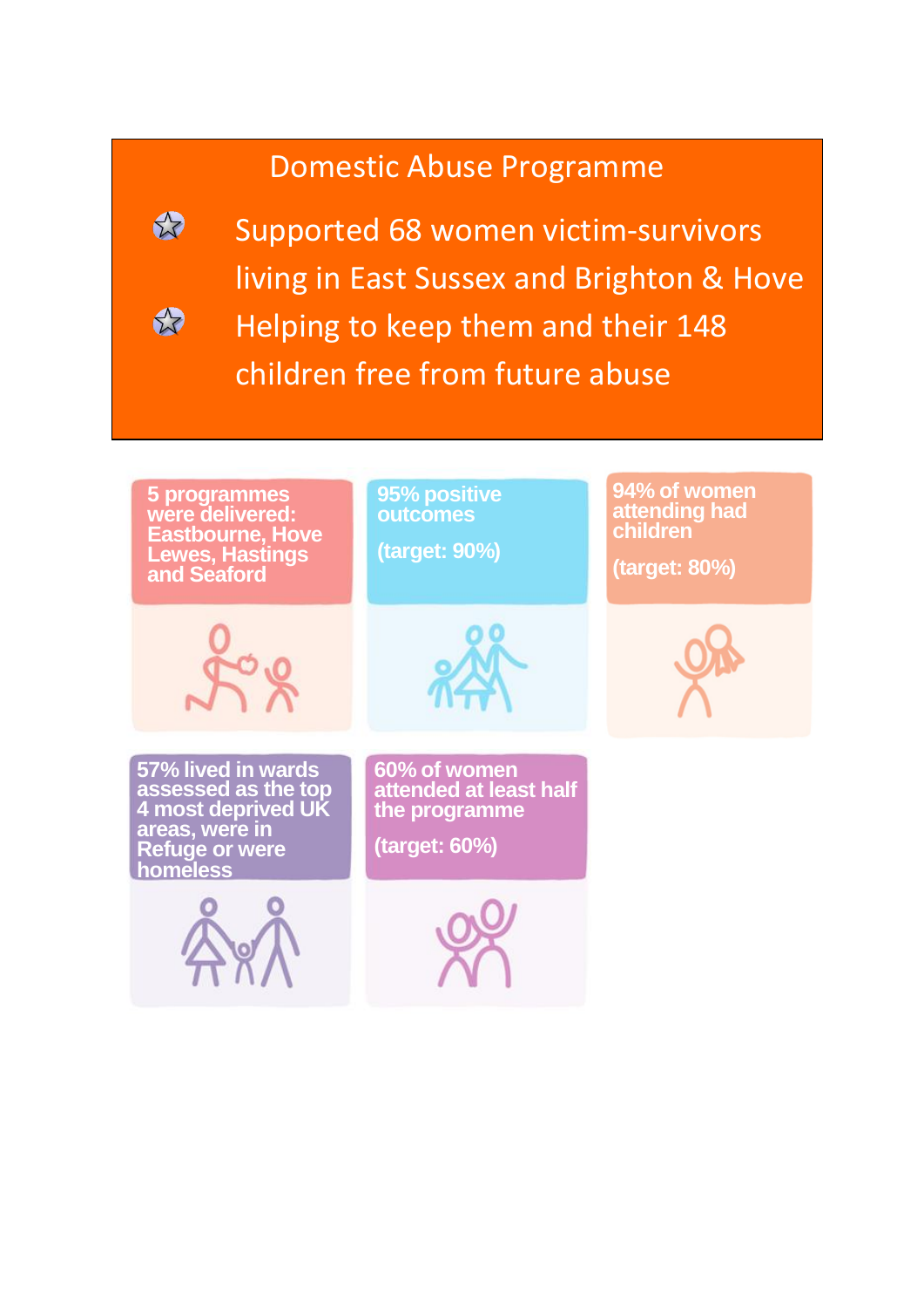# Domestic Abuse Programme

- Supported 68 women victim-survivors living in East Sussex and Brighton & Hove
- Helping to keep them and their 148 children free from future abuse

**5 programmes were delivered: Eastbourne, Hove Lewes, Hastings and Seaford**

**95% positive outcomes**

**(target: 90%)**

**94% of women attending had children**

**(target: 80%)**

**57% lived in wards assessed as the top 4 most deprived UK areas, were in Refuge or were homeless**

**60% of women attended at least half the programme**

**(target: 60%)**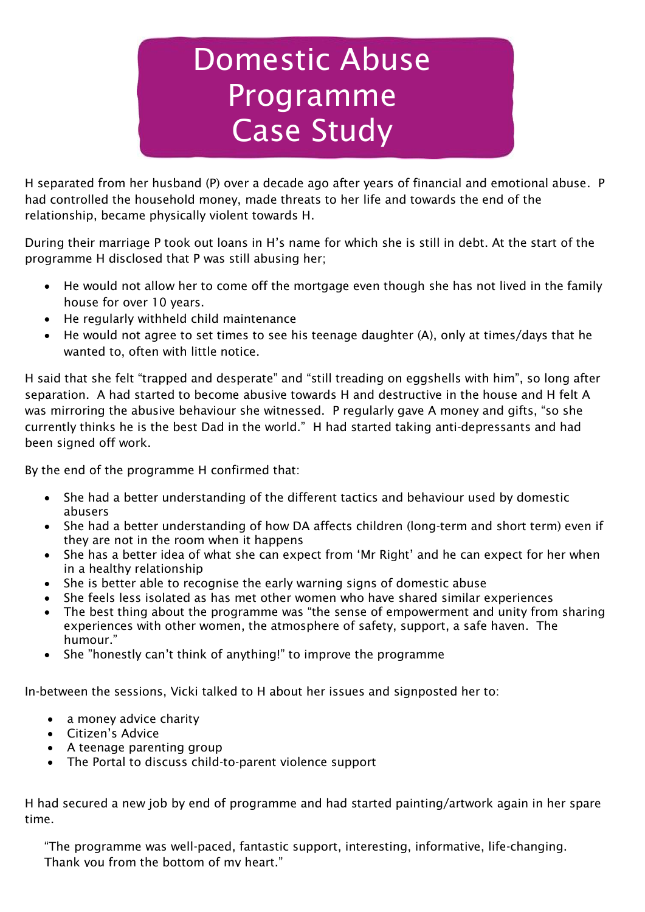# Domestic Abuse Programme Case Study

H separated from her husband (P) over a decade ago after years of financial and emotional abuse. P had controlled the household money, made threats to her life and towards the end of the relationship, became physically violent towards H.

During their marriage P took out loans in H's name for which she is still in debt. At the start of the programme H disclosed that P was still abusing her;

- He would not allow her to come off the mortgage even though she has not lived in the family house for over 10 years.
- He regularly withheld child maintenance
- He would not agree to set times to see his teenage daughter (A), only at times/days that he wanted to, often with little notice.

H said that she felt "trapped and desperate" and "still treading on eggshells with him", so long after separation. A had started to become abusive towards H and destructive in the house and H felt A was mirroring the abusive behaviour she witnessed. P regularly gave A money and gifts, "so she currently thinks he is the best Dad in the world." H had started taking anti-depressants and had been signed off work.

By the end of the programme H confirmed that:

- She had a better understanding of the different tactics and behaviour used by domestic abusers
- She had a better understanding of how DA affects children (long-term and short term) even if they are not in the room when it happens
- She has a better idea of what she can expect from 'Mr Right' and he can expect for her when in a healthy relationship
- She is better able to recognise the early warning signs of domestic abuse
- She feels less isolated as has met other women who have shared similar experiences
- The best thing about the programme was "the sense of empowerment and unity from sharing experiences with other women, the atmosphere of safety, support, a safe haven. The humour."
- She "honestly can't think of anything!" to improve the programme

In-between the sessions, Vicki talked to H about her issues and signposted her to:

- a money advice charity
- Citizen's Advice
- A teenage parenting group
- The Portal to discuss child-to-parent violence support

H had secured a new job by end of programme and had started painting/artwork again in her spare time.

"The programme was well-paced, fantastic support, interesting, informative, life-changing. Thank you from the bottom of my heart."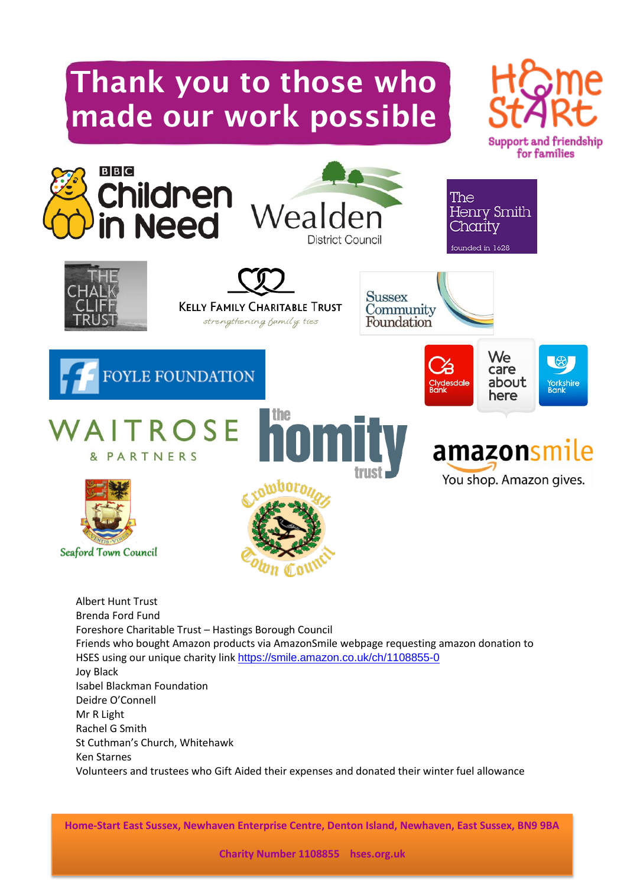# Thank you to those who made our work possible

Home-Start
Support and friendship for families

BBC Children in Need

Wealden District Council

The Henry Smith Charity
founded in 1628

The Chalk Cliff Trust

Kelly Family Charitable Trust
strengthening family ties

Sussex Community Foundation

Foyle Foundation

Clydesdale Bank

We care about here

Yorkshire Bank

Waitrose & Partners

the homity trust

amazonsmile
You shop. Amazon gives.

Seaford Town Council

Crowborough Town Council

Albert Hunt Trust
Brenda Ford Fund
Foreshore Charitable Trust – Hastings Borough Council
Friends who bought Amazon products via AmazonSmile webpage requesting amazon donation to HSES using our unique charity link https://smile.amazon.co.uk/ch/1108855-0
Joy Black
Isabel Blackman Foundation
Deidre O'Connell
Mr R Light
Rachel G Smith
St Cuthman's Church, Whitehawk
Ken Starnes
Volunteers and trustees who Gift Aided their expenses and donated their winter fuel allowance

**Home-Start East Sussex, Newhaven Enterprise Centre, Denton Island, Newhaven, East Sussex, BN9 9BA**

**Charity Number 1108855 hses.org.uk**